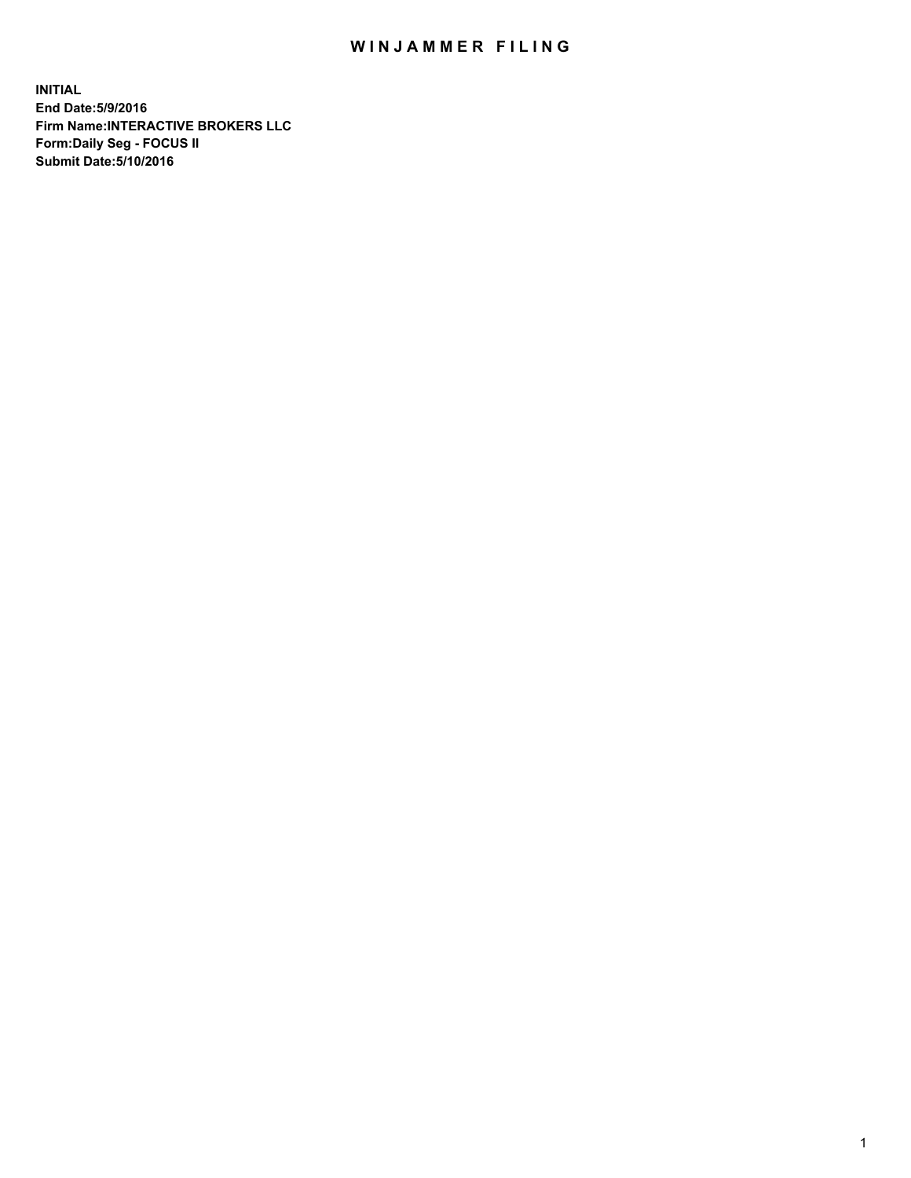# WINJAMMER FILING

**INITIAL**
**End Date:5/9/2016**
**Firm Name:INTERACTIVE BROKERS LLC**
**Form:Daily Seg - FOCUS II**
**Submit Date:5/10/2016**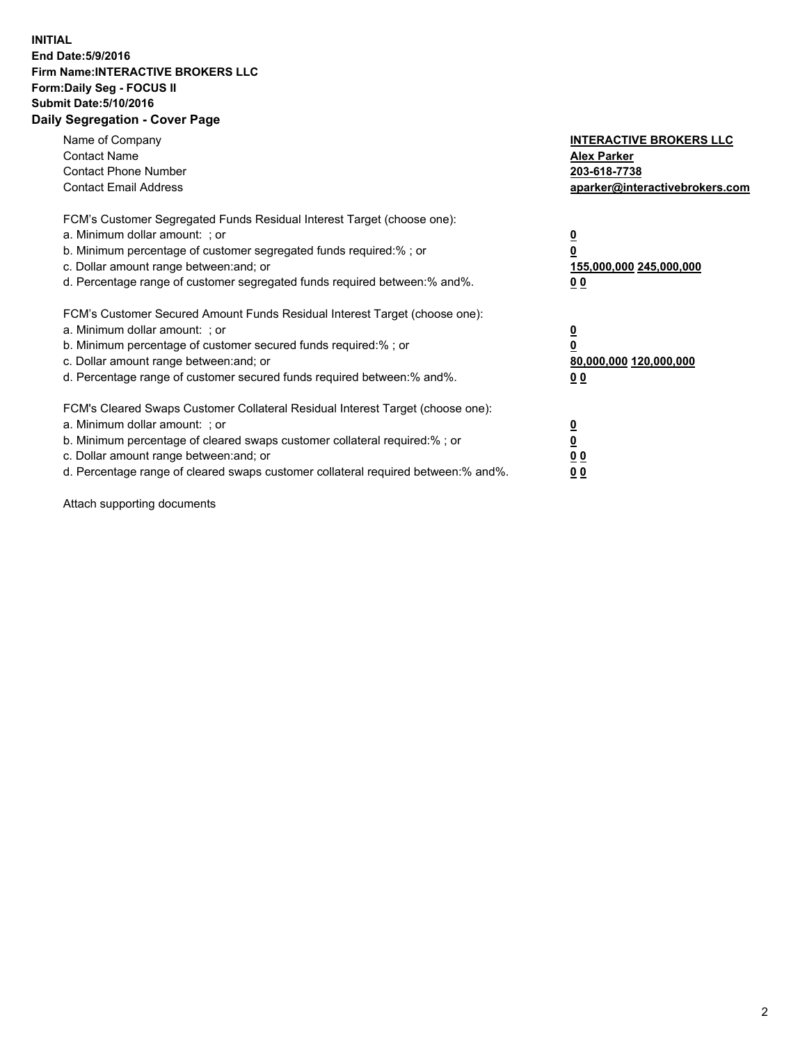**INITIAL**
**End Date:5/9/2016**
**Firm Name:INTERACTIVE BROKERS LLC**
**Form:Daily Seg - FOCUS II**
**Submit Date:5/10/2016**
**Daily Segregation - Cover Page**

| | |
|---|---|
| Name of Company | **INTERACTIVE BROKERS LLC** |
| Contact Name | **Alex Parker** |
| Contact Phone Number | **203-618-7738** |
| Contact Email Address | **aparker@interactivebrokers.com** |

FCM's Customer Segregated Funds Residual Interest Target (choose one):

| | |
|---|---|
| a. Minimum dollar amount: ; or | **0** |
| b. Minimum percentage of customer segregated funds required:% ; or | **0** |
| c. Dollar amount range between:and; or | **155,000,000 245,000,000** |
| d. Percentage range of customer segregated funds required between:% and%. | **0 0** |

FCM's Customer Secured Amount Funds Residual Interest Target (choose one):

| | |
|---|---|
| a. Minimum dollar amount: ; or | **0** |
| b. Minimum percentage of customer secured funds required:% ; or | **0** |
| c. Dollar amount range between:and; or | **80,000,000 120,000,000** |
| d. Percentage range of customer secured funds required between:% and%. | **0 0** |

FCM's Cleared Swaps Customer Collateral Residual Interest Target (choose one):

| | |
|---|---|
| a. Minimum dollar amount: ; or | **0** |
| b. Minimum percentage of cleared swaps customer collateral required:% ; or | **0** |
| c. Dollar amount range between:and; or | **0 0** |
| d. Percentage range of cleared swaps customer collateral required between:% and%. | **0 0** |

Attach supporting documents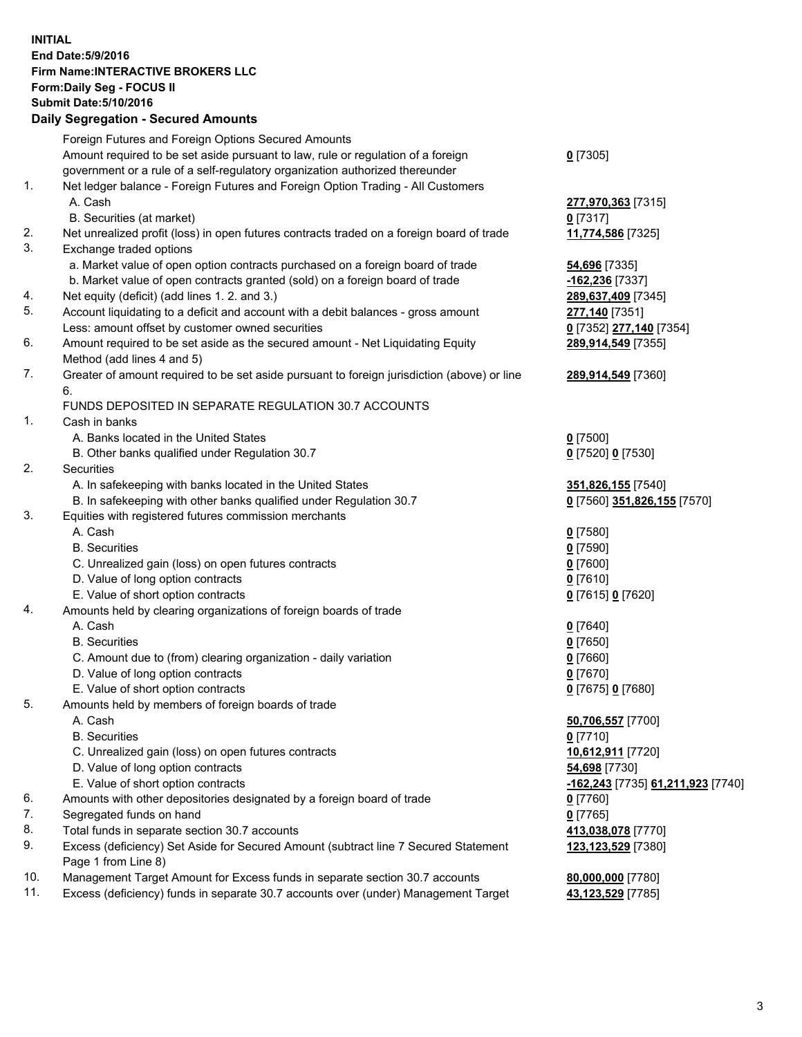**INITIAL**
**End Date:5/9/2016**
**Firm Name:INTERACTIVE BROKERS LLC**
**Form:Daily Seg - FOCUS II**
**Submit Date:5/10/2016**

**Daily Segregation - Secured Amounts**

| | | |
|---|---|---|
| | Foreign Futures and Foreign Options Secured Amounts | |
| | Amount required to be set aside pursuant to law, rule or regulation of a foreign government or a rule of a self-regulatory organization authorized thereunder | **0** [7305] |
| 1. | Net ledger balance - Foreign Futures and Foreign Option Trading - All Customers | |
| | A. Cash | **277,970,363** [7315] |
| | B. Securities (at market) | **0** [7317] |
| 2. | Net unrealized profit (loss) in open futures contracts traded on a foreign board of trade | **11,774,586** [7325] |
| 3. | Exchange traded options | |
| | a. Market value of open option contracts purchased on a foreign board of trade | **54,696** [7335] |
| | b. Market value of open contracts granted (sold) on a foreign board of trade | **-162,236** [7337] |
| 4. | Net equity (deficit) (add lines 1. 2. and 3.) | **289,637,409** [7345] |
| 5. | Account liquidating to a deficit and account with a debit balances - gross amount | **277,140** [7351] |
| | Less: amount offset by customer owned securities | **0** [7352] **277,140** [7354] |
| 6. | Amount required to be set aside as the secured amount - Net Liquidating Equity Method (add lines 4 and 5) | **289,914,549** [7355] |
| 7. | Greater of amount required to be set aside pursuant to foreign jurisdiction (above) or line 6. | **289,914,549** [7360] |
| | FUNDS DEPOSITED IN SEPARATE REGULATION 30.7 ACCOUNTS | |
| 1. | Cash in banks | |
| | A. Banks located in the United States | **0** [7500] |
| | B. Other banks qualified under Regulation 30.7 | **0** [7520] **0** [7530] |
| 2. | Securities | |
| | A. In safekeeping with banks located in the United States | **351,826,155** [7540] |
| | B. In safekeeping with other banks qualified under Regulation 30.7 | **0** [7560] **351,826,155** [7570] |
| 3. | Equities with registered futures commission merchants | |
| | A. Cash | **0** [7580] |
| | B. Securities | **0** [7590] |
| | C. Unrealized gain (loss) on open futures contracts | **0** [7600] |
| | D. Value of long option contracts | **0** [7610] |
| | E. Value of short option contracts | **0** [7615] **0** [7620] |
| 4. | Amounts held by clearing organizations of foreign boards of trade | |
| | A. Cash | **0** [7640] |
| | B. Securities | **0** [7650] |
| | C. Amount due to (from) clearing organization - daily variation | **0** [7660] |
| | D. Value of long option contracts | **0** [7670] |
| | E. Value of short option contracts | **0** [7675] **0** [7680] |
| 5. | Amounts held by members of foreign boards of trade | |
| | A. Cash | **50,706,557** [7700] |
| | B. Securities | **0** [7710] |
| | C. Unrealized gain (loss) on open futures contracts | **10,612,911** [7720] |
| | D. Value of long option contracts | **54,698** [7730] |
| | E. Value of short option contracts | **-162,243** [7735] **61,211,923** [7740] |
| 6. | Amounts with other depositories designated by a foreign board of trade | **0** [7760] |
| 7. | Segregated funds on hand | **0** [7765] |
| 8. | Total funds in separate section 30.7 accounts | **413,038,078** [7770] |
| 9. | Excess (deficiency) Set Aside for Secured Amount (subtract line 7 Secured Statement Page 1 from Line 8) | **123,123,529** [7380] |
| 10. | Management Target Amount for Excess funds in separate section 30.7 accounts | **80,000,000** [7780] |
| 11. | Excess (deficiency) funds in separate 30.7 accounts over (under) Management Target | **43,123,529** [7785] |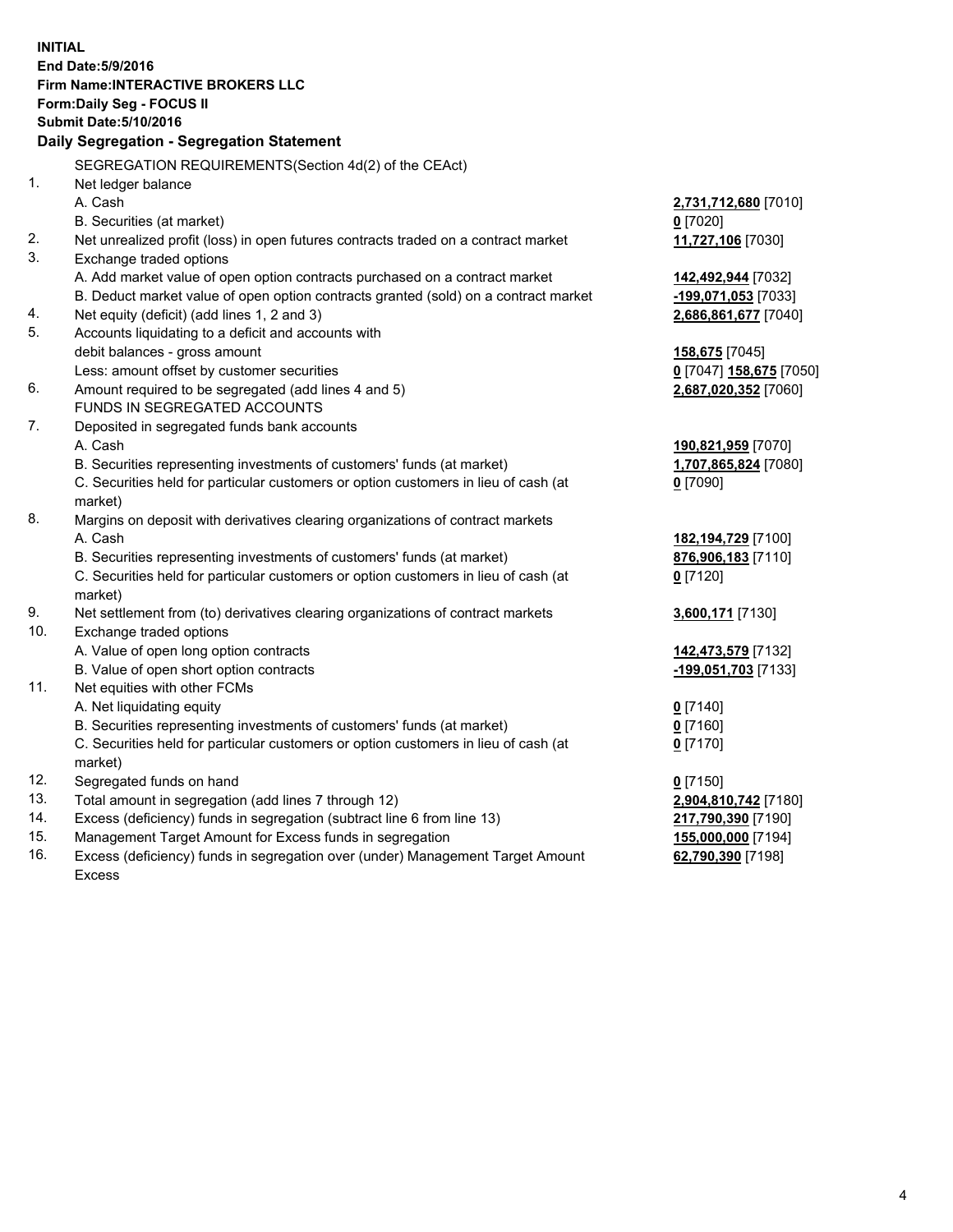**INITIAL**
**End Date:5/9/2016**
**Firm Name:INTERACTIVE BROKERS LLC**
**Form:Daily Seg - FOCUS II**
**Submit Date:5/10/2016**

**Daily Segregation - Segregation Statement**

SEGREGATION REQUIREMENTS(Section 4d(2) of the CEAct)

| | | |
|---|---|---|
| 1. | Net ledger balance | |
| | A. Cash | **2,731,712,680** [7010] |
| | B. Securities (at market) | **0** [7020] |
| 2. | Net unrealized profit (loss) in open futures contracts traded on a contract market | **11,727,106** [7030] |
| 3. | Exchange traded options | |
| | A. Add market value of open option contracts purchased on a contract market | **142,492,944** [7032] |
| | B. Deduct market value of open option contracts granted (sold) on a contract market | **-199,071,053** [7033] |
| 4. | Net equity (deficit) (add lines 1, 2 and 3) | **2,686,861,677** [7040] |
| 5. | Accounts liquidating to a deficit and accounts with | |
| | debit balances - gross amount | **158,675** [7045] |
| | Less: amount offset by customer securities | **0** [7047] **158,675** [7050] |
| 6. | Amount required to be segregated (add lines 4 and 5) | **2,687,020,352** [7060] |
| | FUNDS IN SEGREGATED ACCOUNTS | |
| 7. | Deposited in segregated funds bank accounts | |
| | A. Cash | **190,821,959** [7070] |
| | B. Securities representing investments of customers' funds (at market) | **1,707,865,824** [7080] |
| | C. Securities held for particular customers or option customers in lieu of cash (at market) | **0** [7090] |
| 8. | Margins on deposit with derivatives clearing organizations of contract markets | |
| | A. Cash | **182,194,729** [7100] |
| | B. Securities representing investments of customers' funds (at market) | **876,906,183** [7110] |
| | C. Securities held for particular customers or option customers in lieu of cash (at market) | **0** [7120] |
| 9. | Net settlement from (to) derivatives clearing organizations of contract markets | **3,600,171** [7130] |
| 10. | Exchange traded options | |
| | A. Value of open long option contracts | **142,473,579** [7132] |
| | B. Value of open short option contracts | **-199,051,703** [7133] |
| 11. | Net equities with other FCMs | |
| | A. Net liquidating equity | **0** [7140] |
| | B. Securities representing investments of customers' funds (at market) | **0** [7160] |
| | C. Securities held for particular customers or option customers in lieu of cash (at market) | **0** [7170] |
| 12. | Segregated funds on hand | **0** [7150] |
| 13. | Total amount in segregation (add lines 7 through 12) | **2,904,810,742** [7180] |
| 14. | Excess (deficiency) funds in segregation (subtract line 6 from line 13) | **217,790,390** [7190] |
| 15. | Management Target Amount for Excess funds in segregation | **155,000,000** [7194] |
| 16. | Excess (deficiency) funds in segregation over (under) Management Target Amount Excess | **62,790,390** [7198] |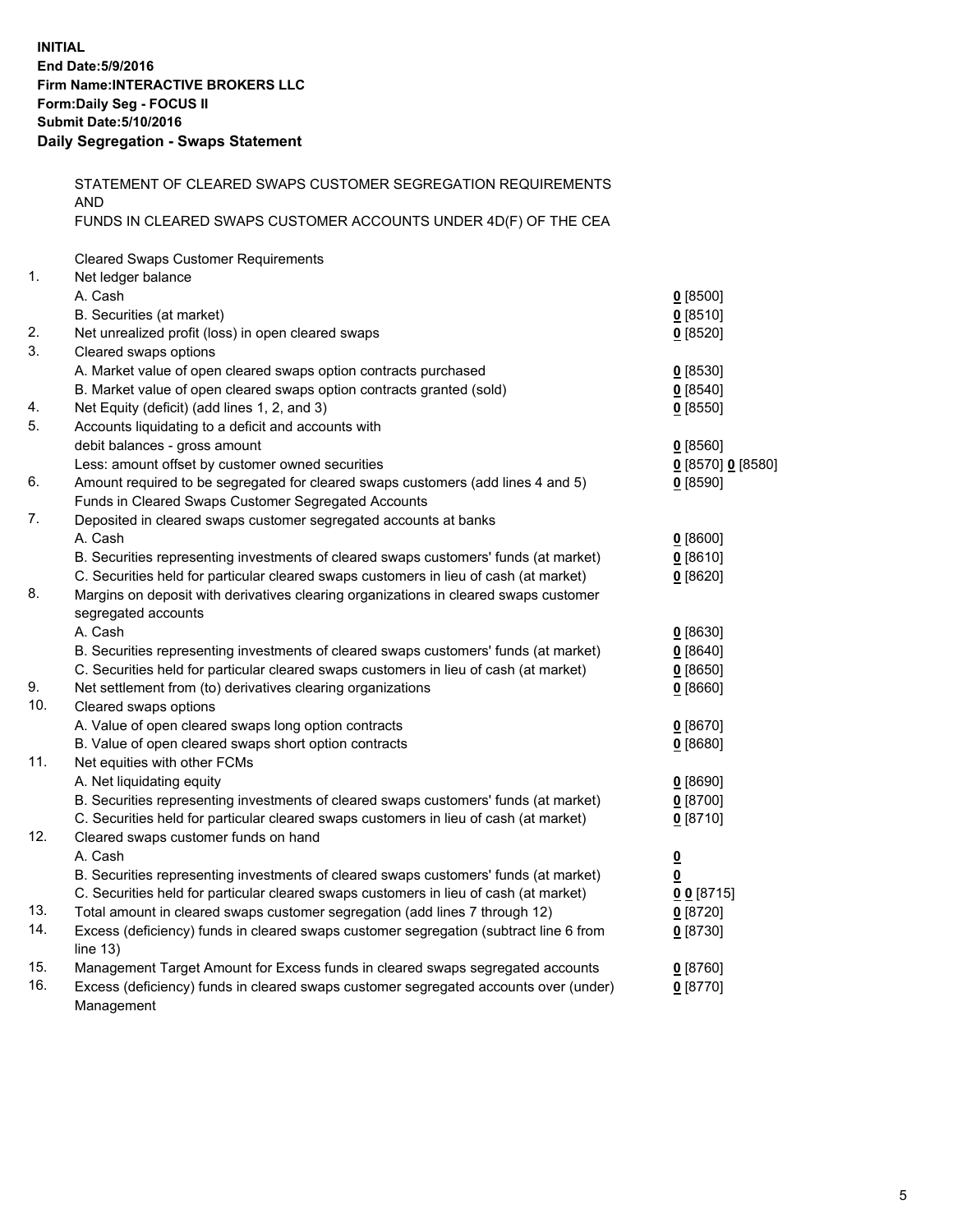**INITIAL**
**End Date:5/9/2016**
**Firm Name:INTERACTIVE BROKERS LLC**
**Form:Daily Seg - FOCUS II**
**Submit Date:5/10/2016**
**Daily Segregation - Swaps Statement**

STATEMENT OF CLEARED SWAPS CUSTOMER SEGREGATION REQUIREMENTS AND FUNDS IN CLEARED SWAPS CUSTOMER ACCOUNTS UNDER 4D(F) OF THE CEA

| | | |
|---|---|---|
| | Cleared Swaps Customer Requirements | |
| 1. | Net ledger balance | |
| | A. Cash | 0 [8500] |
| | B. Securities (at market) | 0 [8510] |
| 2. | Net unrealized profit (loss) in open cleared swaps | 0 [8520] |
| 3. | Cleared swaps options | |
| | A. Market value of open cleared swaps option contracts purchased | 0 [8530] |
| | B. Market value of open cleared swaps option contracts granted (sold) | 0 [8540] |
| 4. | Net Equity (deficit) (add lines 1, 2, and 3) | 0 [8550] |
| 5. | Accounts liquidating to a deficit and accounts with debit balances - gross amount | 0 [8560] |
| | Less: amount offset by customer owned securities | 0 [8570] 0 [8580] |
| 6. | Amount required to be segregated for cleared swaps customers (add lines 4 and 5) | 0 [8590] |
| | Funds in Cleared Swaps Customer Segregated Accounts | |
| 7. | Deposited in cleared swaps customer segregated accounts at banks | |
| | A. Cash | 0 [8600] |
| | B. Securities representing investments of cleared swaps customers' funds (at market) | 0 [8610] |
| | C. Securities held for particular cleared swaps customers in lieu of cash (at market) | 0 [8620] |
| 8. | Margins on deposit with derivatives clearing organizations in cleared swaps customer segregated accounts | |
| | A. Cash | 0 [8630] |
| | B. Securities representing investments of cleared swaps customers' funds (at market) | 0 [8640] |
| | C. Securities held for particular cleared swaps customers in lieu of cash (at market) | 0 [8650] |
| 9. | Net settlement from (to) derivatives clearing organizations | 0 [8660] |
| 10. | Cleared swaps options | |
| | A. Value of open cleared swaps long option contracts | 0 [8670] |
| | B. Value of open cleared swaps short option contracts | 0 [8680] |
| 11. | Net equities with other FCMs | |
| | A. Net liquidating equity | 0 [8690] |
| | B. Securities representing investments of cleared swaps customers' funds (at market) | 0 [8700] |
| | C. Securities held for particular cleared swaps customers in lieu of cash (at market) | 0 [8710] |
| 12. | Cleared swaps customer funds on hand | |
| | A. Cash | 0 |
| | B. Securities representing investments of cleared swaps customers' funds (at market) | 0 |
| | C. Securities held for particular cleared swaps customers in lieu of cash (at market) | 0 0 [8715] |
| 13. | Total amount in cleared swaps customer segregation (add lines 7 through 12) | 0 [8720] |
| 14. | Excess (deficiency) funds in cleared swaps customer segregation (subtract line 6 from line 13) | 0 [8730] |
| 15. | Management Target Amount for Excess funds in cleared swaps segregated accounts | 0 [8760] |
| 16. | Excess (deficiency) funds in cleared swaps customer segregated accounts over (under) Management | 0 [8770] |